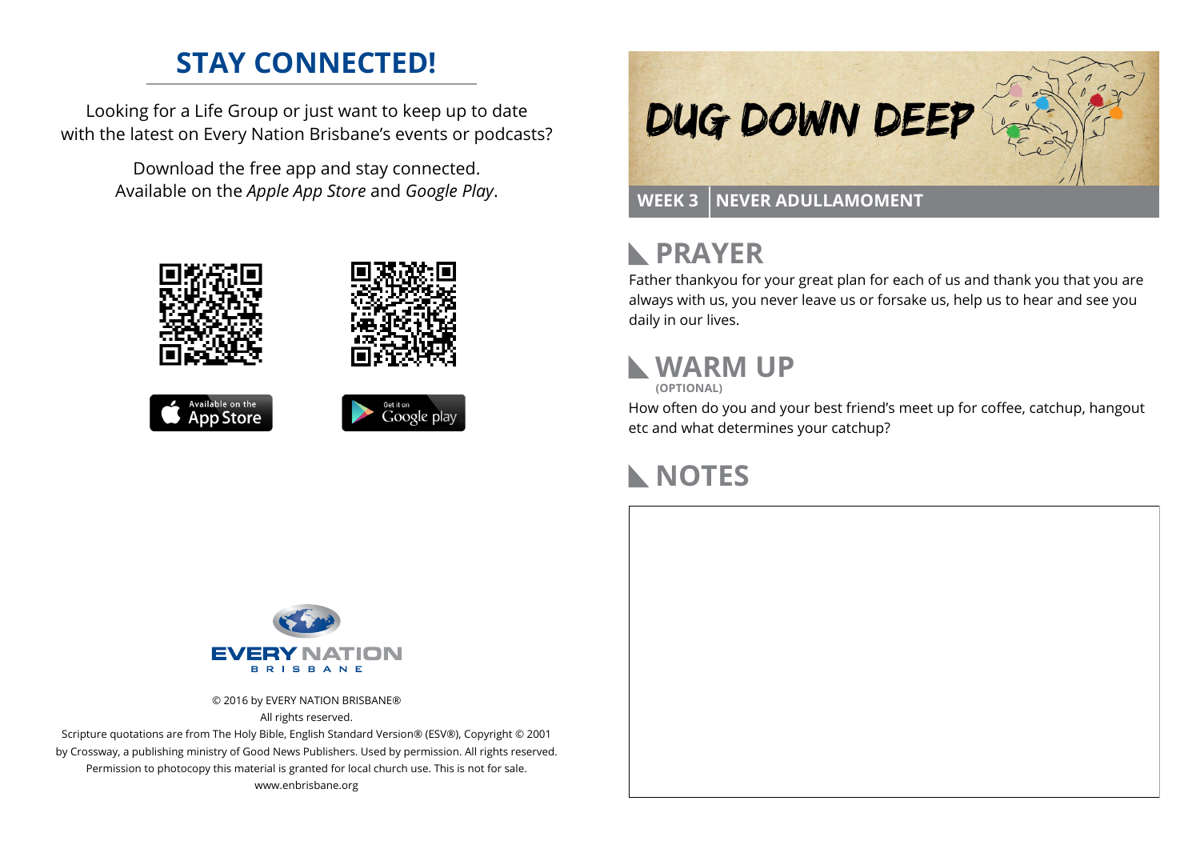## STAY CONNECTED!

Looking for a Life Group or just want to keep up to date with the latest on Every Nation Brisbane's events or podcasts?

Download the free app and stay connected. Available on the *Apple App Store* and *Google Play*.

Available on the App Store

Get it on Google play

EVERY NATION BRISBANE

© 2016 by EVERY NATION BRISBANE®
All rights reserved.
Scripture quotations are from The Holy Bible, English Standard Version® (ESV®), Copyright © 2001 by Crossway, a publishing ministry of Good News Publishers. Used by permission. All rights reserved.
Permission to photocopy this material is granted for local church use. This is not for sale.
www.enbrisbane.org

# DUG DOWN DEEP

**WEEK 3 | NEVER ADULLAMOMENT**

## PRAYER

Father thankyou for your great plan for each of us and thank you that you are always with us, you never leave us or forsake us, help us to hear and see you daily in our lives.

## WARM UP

**(OPTIONAL)**

How often do you and your best friend's meet up for coffee, catchup, hangout etc and what determines your catchup?

## NOTES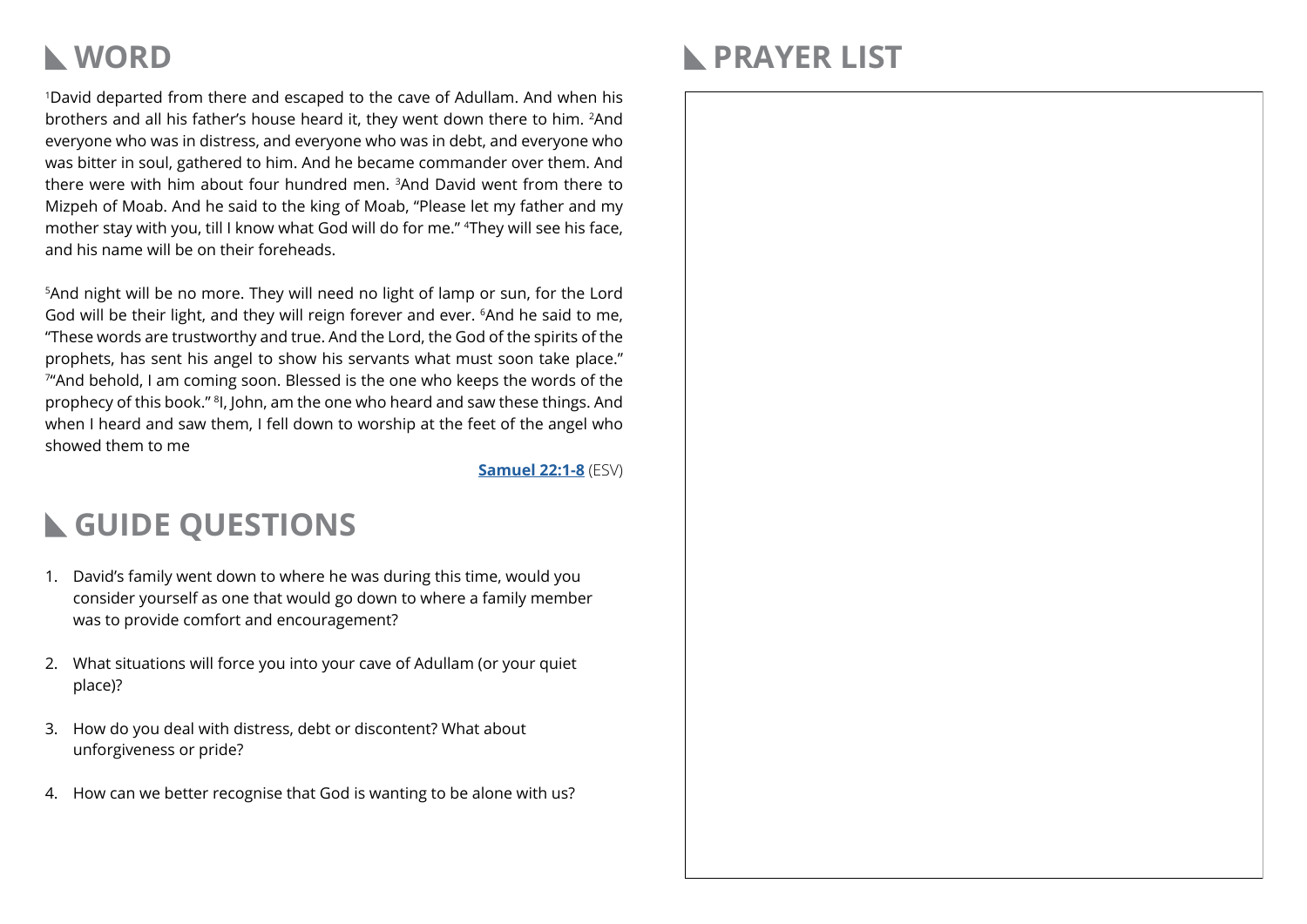## WORD

[1]David departed from there and escaped to the cave of Adullam. And when his brothers and all his father's house heard it, they went down there to him. [2]And everyone who was in distress, and everyone who was in debt, and everyone who was bitter in soul, gathered to him. And he became commander over them. And there were with him about four hundred men. [3]And David went from there to Mizpeh of Moab. And he said to the king of Moab, "Please let my father and my mother stay with you, till I know what God will do for me." [4]They will see his face, and his name will be on their foreheads.

[5]And night will be no more. They will need no light of lamp or sun, for the Lord God will be their light, and they will reign forever and ever. [6]And he said to me, "These words are trustworthy and true. And the Lord, the God of the spirits of the prophets, has sent his angel to show his servants what must soon take place." [7]"And behold, I am coming soon. Blessed is the one who keeps the words of the prophecy of this book." [8]I, John, am the one who heard and saw these things. And when I heard and saw them, I fell down to worship at the feet of the angel who showed them to me

**Samuel 22:1-8** (ESV)

## GUIDE QUESTIONS

1. David's family went down to where he was during this time, would you consider yourself as one that would go down to where a family member was to provide comfort and encouragement?

2. What situations will force you into your cave of Adullam (or your quiet place)?

3. How do you deal with distress, debt or discontent? What about unforgiveness or pride?

4. How can we better recognise that God is wanting to be alone with us?

## PRAYER LIST